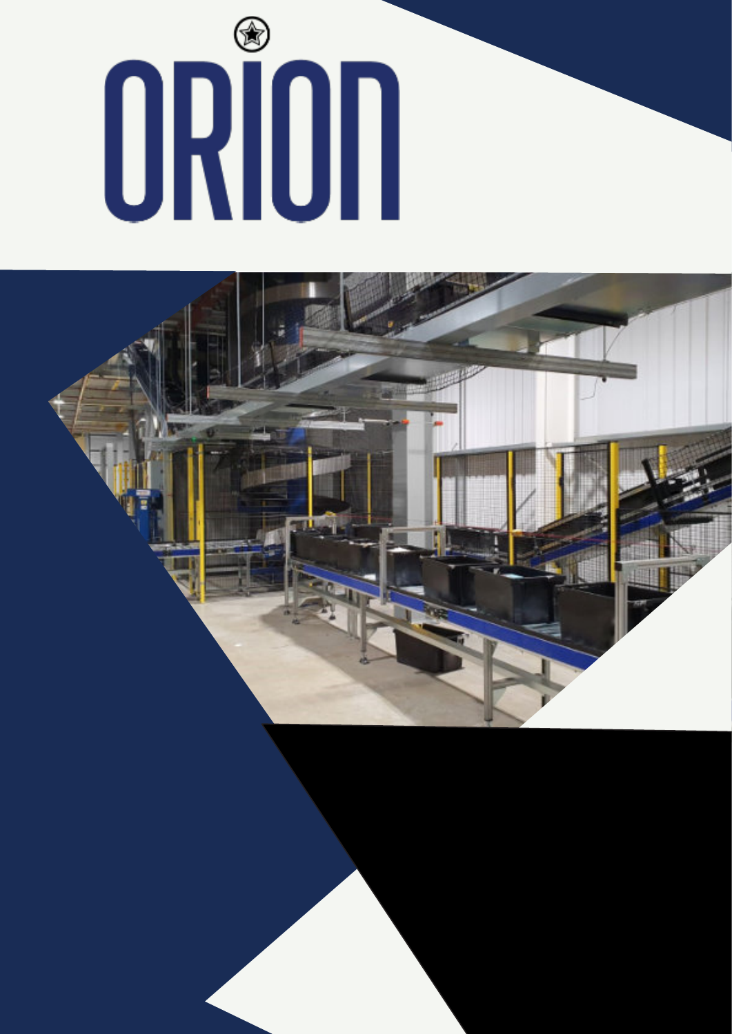# ORION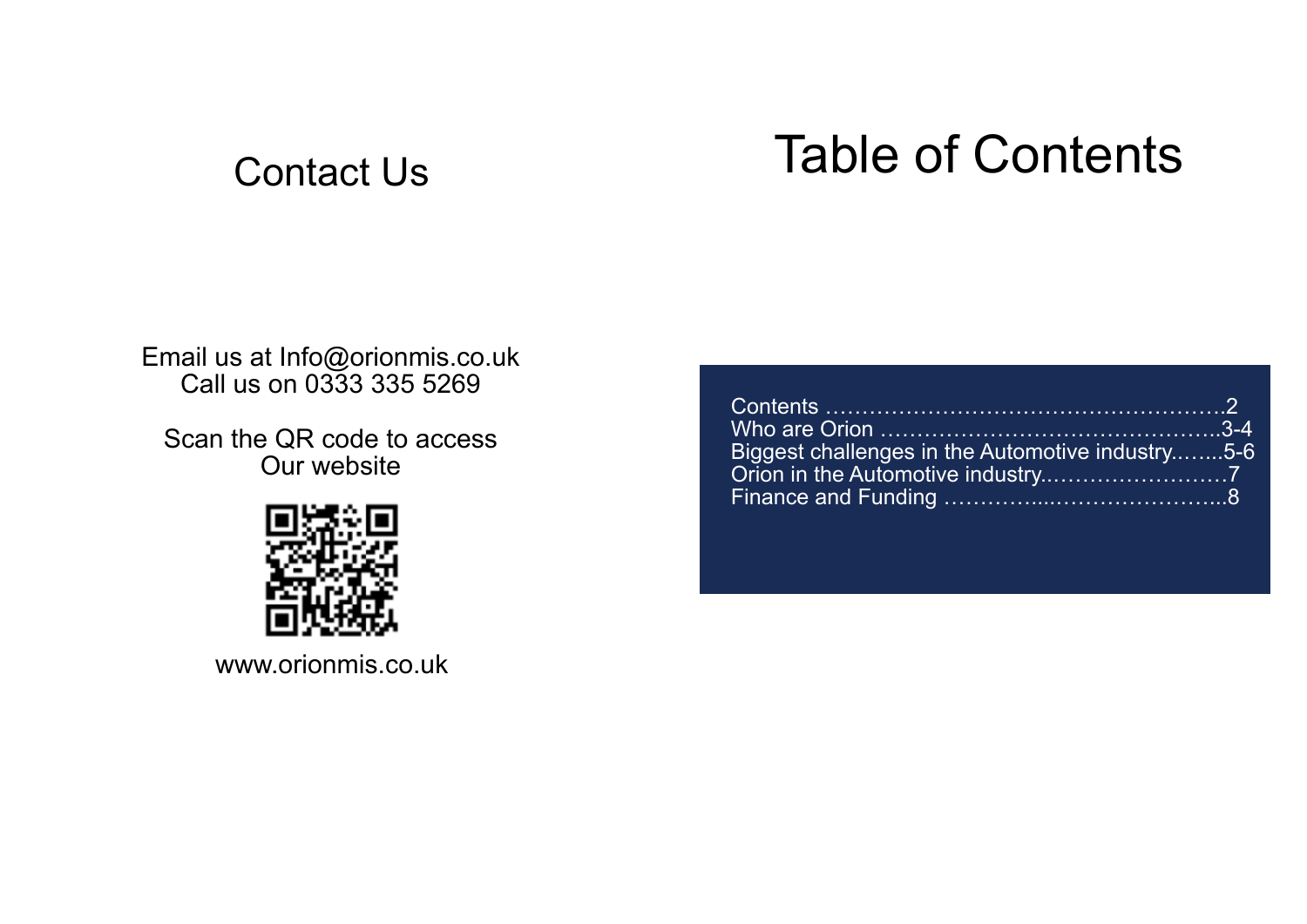## Contact Us

Email us at Info@orionmis.co.uk
Call us on 0333 335 5269

Scan the QR code to access
Our website

www.orionmis.co.uk

# Table of Contents

Contents ………………………………………………2
Who are Orion ………………………………………3-4
Biggest challenges in the Automotive industry..…...5-6
Orion in the Automotive industry..……………………7
Finance and Funding …………...…………………...8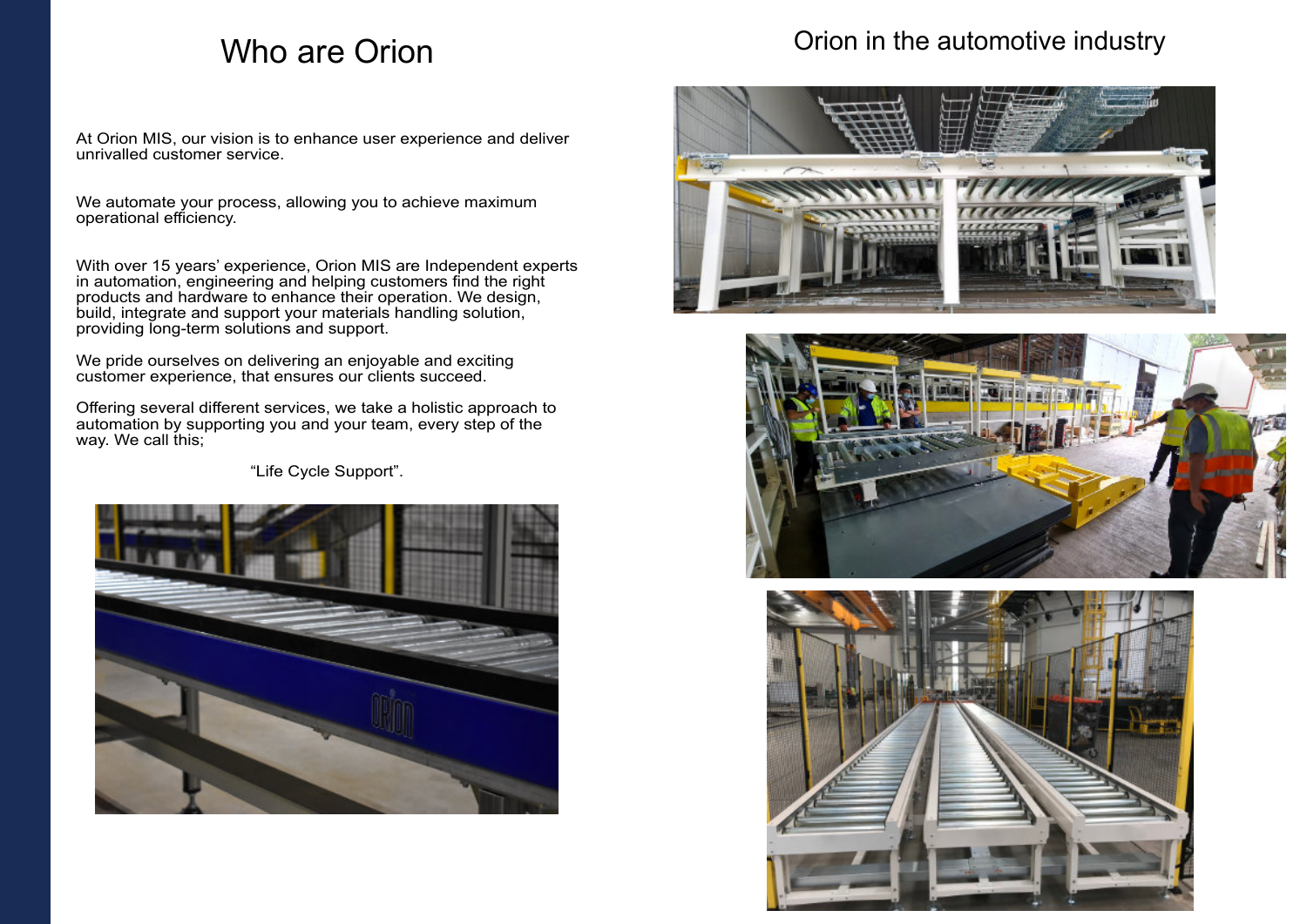# Who are Orion

At Orion MIS, our vision is to enhance user experience and deliver unrivalled customer service.

We automate your process, allowing you to achieve maximum operational efficiency.

With over 15 years' experience, Orion MIS are Independent experts in automation, engineering and helping customers find the right products and hardware to enhance their operation. We design, build, integrate and support your materials handling solution, providing long-term solutions and support.

We pride ourselves on delivering an enjoyable and exciting customer experience, that ensures our clients succeed.

Offering several different services, we take a holistic approach to automation by supporting you and your team, every step of the way. We call this;

"Life Cycle Support".

# Orion in the automotive industry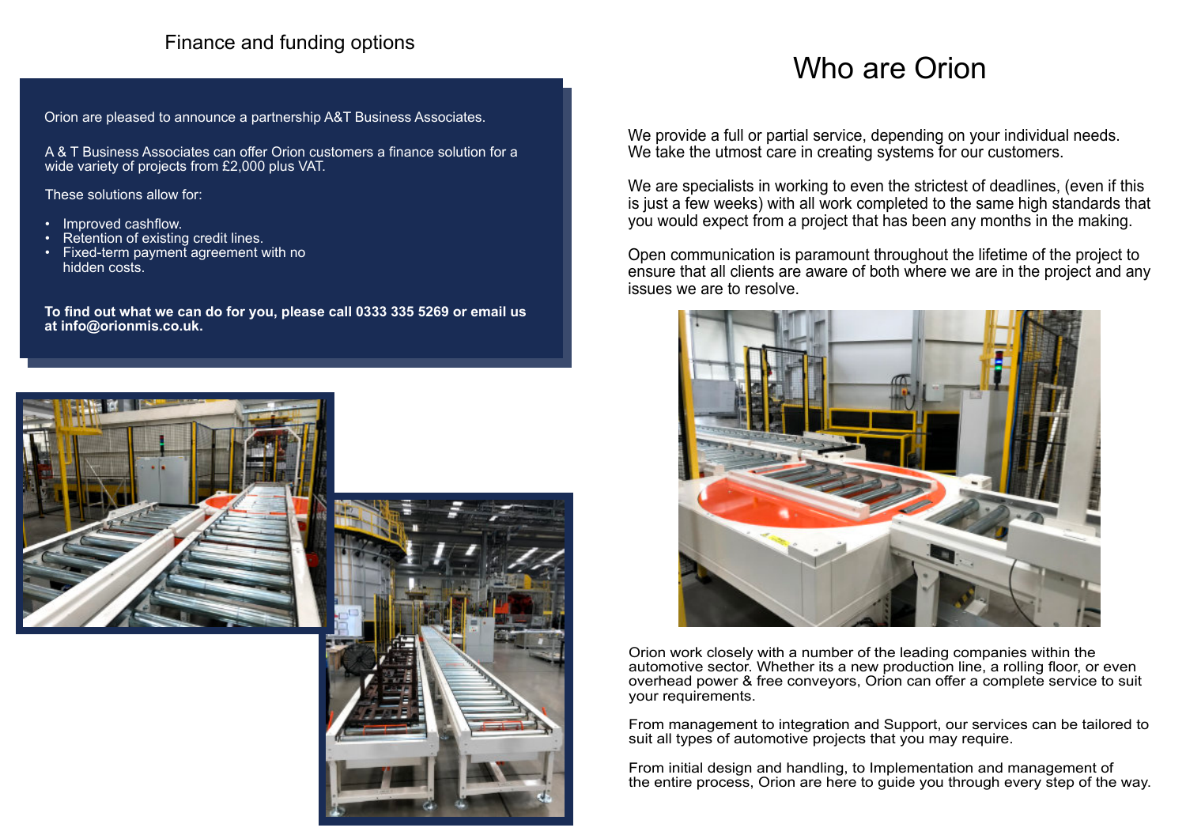## Finance and funding options

Orion are pleased to announce a partnership A&T Business Associates.

A & T Business Associates can offer Orion customers a finance solution for a wide variety of projects from £2,000 plus VAT.

These solutions allow for:

- Improved cashflow.
- Retention of existing credit lines.
- Fixed-term payment agreement with no hidden costs.

**To find out what we can do for you, please call 0333 335 5269 or email us at info@orionmis.co.uk.**

# Who are Orion

We provide a full or partial service, depending on your individual needs. We take the utmost care in creating systems for our customers.

We are specialists in working to even the strictest of deadlines, (even if this is just a few weeks) with all work completed to the same high standards that you would expect from a project that has been any months in the making.

Open communication is paramount throughout the lifetime of the project to ensure that all clients are aware of both where we are in the project and any issues we are to resolve.

Orion work closely with a number of the leading companies within the automotive sector. Whether its a new production line, a rolling floor, or even overhead power & free conveyors, Orion can offer a complete service to suit your requirements.

From management to integration and Support, our services can be tailored to suit all types of automotive projects that you may require.

From initial design and handling, to Implementation and management of the entire process, Orion are here to guide you through every step of the way.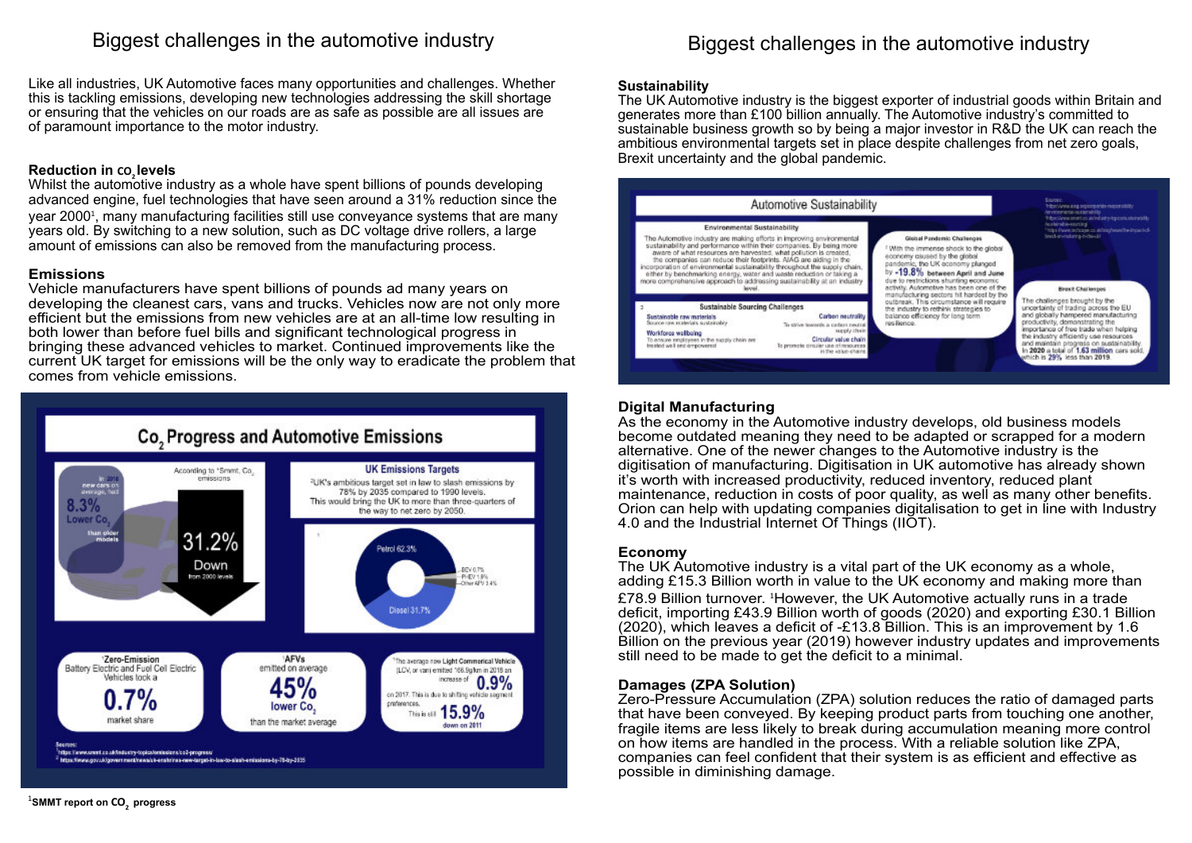# Biggest challenges in the automotive industry

Like all industries, UK Automotive faces many opportunities and challenges. Whether this is tackling emissions, developing new technologies addressing the skill shortage or ensuring that the vehicles on our roads are as safe as possible are all issues are of paramount importance to the motor industry.

### Reduction in $CO_2$ levels

Whilst the automotive industry as a whole have spent billions of pounds developing advanced engine, fuel technologies that have seen around a 31% reduction since the year 2000[1], many manufacturing facilities still use conveyance systems that are many years old. By switching to a new solution, such as DC voltage drive rollers, a large amount of emissions can also be removed from the manufacturing process.

### Emissions

Vehicle manufacturers have spent billions of pounds ad many years on developing the cleanest cars, vans and trucks. Vehicles now are not only more efficient but the emissions from new vehicles are at an all-time low resulting in both lower than before fuel bills and significant technological progress in bringing these advanced vehicles to market. Continued improvements like the current UK target for emissions will be the only way to eradicate the problem that comes from vehicle emissions.

## $Co_2$ Progress and Automotive Emissions

In 2018 new cars on average, had 8.3% Lower $Co_2$ than older models

According to [1]Smmt, $Co_2$ emissions

31.2% Down from 2000 levels

**UK Emissions Targets**

[2]UK's ambitious target set in law to slash emissions by 78% by 2035 compared to 1990 levels. This would bring the UK to more than three-quarters of the way to net zero by 2050.

Petrol 62.3%, Diesel 31.7%, BEV 0.7%, PHEV 1.8%, Other AFV 3.4%

[1]Zero-Emission Battery Electric and Fuel Cell Electric Vehicles took a 0.7% market share

[1]AFVs emitted on average 45% lower $Co_2$ than the market average

[1]The average new Light Commercial Vehicle (LCV, or van) emitted 166.9g/km in 2018 an increase of 0.9% on 2017. This is due to shifting vehicle segment preferences. This is still 15.9% down on 2011

Sources:
[1] https://www.smmt.co.uk/industry-topics/emissions/co2-progress/
[2] https://www.gov.uk/government/news/uk-enshrines-new-target-in-law-to-slash-emissions-by-78-by-2035

[1]SMMT report on $CO_2$ progress

### Sustainability

The UK Automotive industry is the biggest exporter of industrial goods within Britain and generates more than £100 billion annually. The Automotive industry's committed to sustainable business growth so by being a major investor in R&D the UK can reach the ambitious environmental targets set in place despite challenges from net zero goals, Brexit uncertainty and the global pandemic.

## Automotive Sustainability

**Environmental Sustainability**

The Automotive industry are making efforts in improving environmental sustainability and performance within their companies. By being more aware of what resources are harvested, what pollution is created, the companies can reduce their footprints. AIAG are aiding in the incorporation of environmental sustainability throughout the supply chain, either by benchmarking energy, water and waste reduction or taking a more comprehensive approach to addressing sustainability at an industry level.

**Sustainable Sourcing Challenges**

- **Sustainable raw materials** — Source raw materials sustainably
- **Carbon neutrality** — To strive towards a carbon neutral supply chain
- **Workforce wellbeing** — To ensure employees in the supply chain are treated well and empowered
- **Circular value chain** — To promote circular use of resources in the value chain

**Global Pandemic Challenges**

[1]With the immense shock to the global economy caused by the global pandemic, the UK economy plunged by -19.8% between April and June due to restrictions shunting economic activity. Automotive has been one of the manufacturing sectors hit hardest by the outbreak. This circumstance will require the industry to rethink strategies to balance efficiency for long term resilience.

**Brexit Challenges**

The challenges brought by the uncertainty of trading across the EU and globally hampered manufacturing productivity, demonstrating the importance of free trade when helping the industry efficiently use resources and maintain progress on sustainability. In 2020 a total of 1.63 million cars sold, which is 29% less than 2019.

### Digital Manufacturing

As the economy in the Automotive industry develops, old business models become outdated meaning they need to be adapted or scrapped for a modern alternative. One of the newer changes to the Automotive industry is the digitisation of manufacturing. Digitisation in UK automotive has already shown it's worth with increased productivity, reduced inventory, reduced plant maintenance, reduction in costs of poor quality, as well as many other benefits. Orion can help with updating companies digitalisation to get in line with Industry 4.0 and the Industrial Internet Of Things (IIOT).

### Economy

The UK Automotive industry is a vital part of the UK economy as a whole, adding £15.3 Billion worth in value to the UK economy and making more than £78.9 Billion turnover. [1]However, the UK Automotive actually runs in a trade deficit, importing £43.9 Billion worth of goods (2020) and exporting £30.1 Billion (2020), which leaves a deficit of -£13.8 Billion. This is an improvement by 1.6 Billion on the previous year (2019) however industry updates and improvements still need to be made to get the deficit to a minimal.

### Damages (ZPA Solution)

Zero-Pressure Accumulation (ZPA) solution reduces the ratio of damaged parts that have been conveyed. By keeping product parts from touching one another, fragile items are less likely to break during accumulation meaning more control on how items are handled in the process. With a reliable solution like ZPA, companies can feel confident that their system is as efficient and effective as possible in diminishing damage.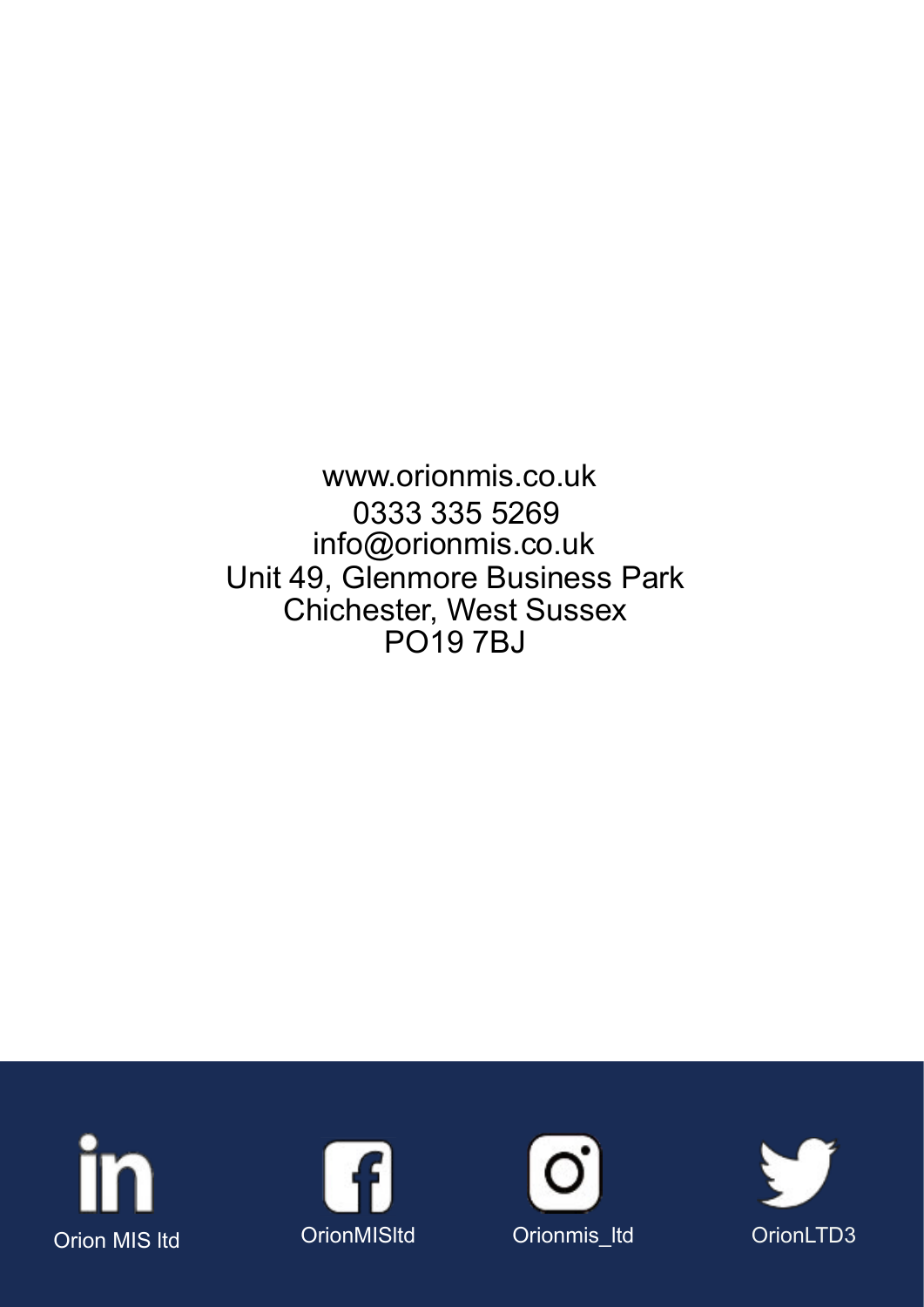www.orionmis.co.uk
0333 335 5269
info@orionmis.co.uk
Unit 49, Glenmore Business Park
Chichester, West Sussex
PO19 7BJ

Orion MIS ltd

OrionMISltd

Orionmis_ltd

OrionLTD3